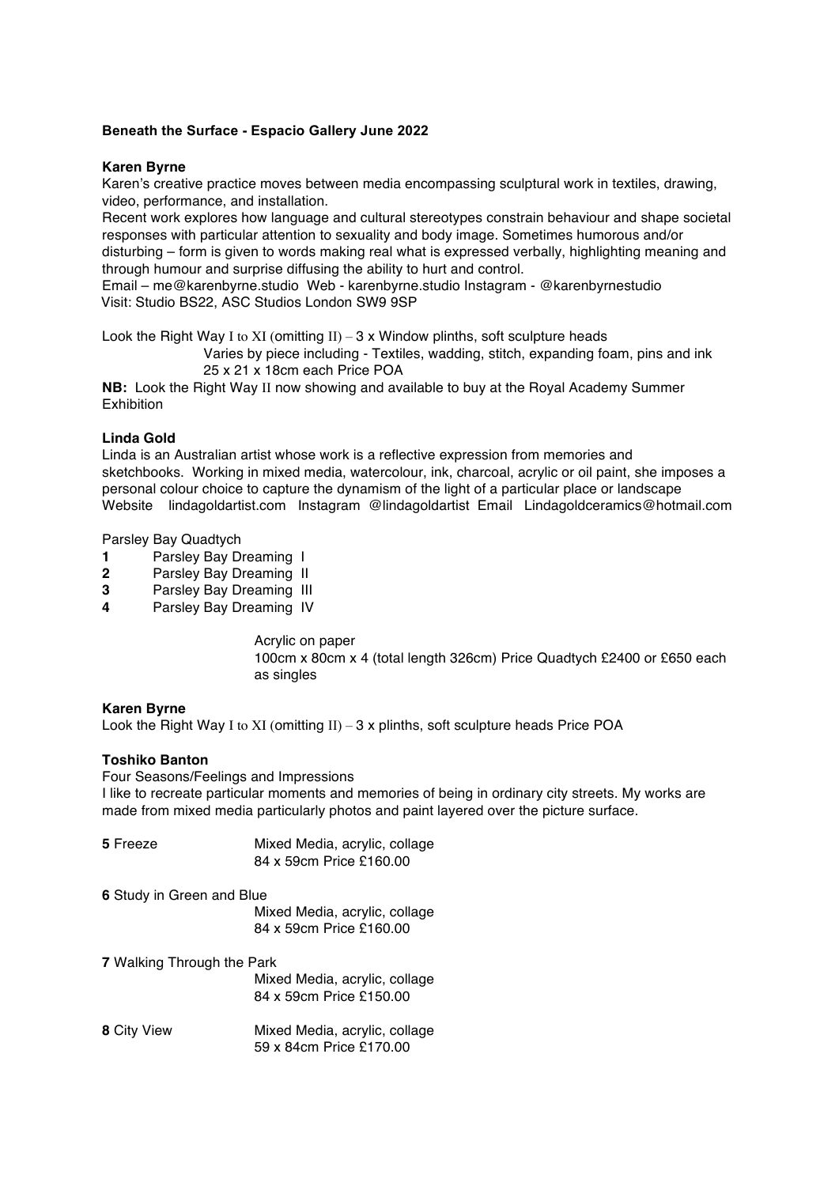**Beneath the Surface - Espacio Gallery June 2022**

**Karen Byrne**

Karen's creative practice moves between media encompassing sculptural work in textiles, drawing, video, performance, and installation.

Recent work explores how language and cultural stereotypes constrain behaviour and shape societal responses with particular attention to sexuality and body image. Sometimes humorous and/or disturbing – form is given to words making real what is expressed verbally, highlighting meaning and through humour and surprise diffusing the ability to hurt and control.

Email – me@karenbyrne.studio Web - karenbyrne.studio Instagram - @karenbyrnestudio
Visit: Studio BS22, ASC Studios London SW9 9SP

Look the Right Way I to XI (omitting II) – 3 x Window plinths, soft sculpture heads
Varies by piece including - Textiles, wadding, stitch, expanding foam, pins and ink
25 x 21 x 18cm each Price POA

**NB:** Look the Right Way II now showing and available to buy at the Royal Academy Summer Exhibition

**Linda Gold**

Linda is an Australian artist whose work is a reflective expression from memories and sketchbooks. Working in mixed media, watercolour, ink, charcoal, acrylic or oil paint, she imposes a personal colour choice to capture the dynamism of the light of a particular place or landscape

Website lindagoldartist.com Instagram @lindagoldartist Email Lindagoldceramics@hotmail.com

Parsley Bay Quadtych

**1** Parsley Bay Dreaming I
**2** Parsley Bay Dreaming II
**3** Parsley Bay Dreaming III
**4** Parsley Bay Dreaming IV

Acrylic on paper
100cm x 80cm x 4 (total length 326cm) Price Quadtych £2400 or £650 each as singles

**Karen Byrne**

Look the Right Way I to XI (omitting II) – 3 x plinths, soft sculpture heads Price POA

**Toshiko Banton**

Four Seasons/Feelings and Impressions

I like to recreate particular moments and memories of being in ordinary city streets. My works are made from mixed media particularly photos and paint layered over the picture surface.

**5** Freeze
Mixed Media, acrylic, collage
84 x 59cm Price £160.00

**6** Study in Green and Blue
Mixed Media, acrylic, collage
84 x 59cm Price £160.00

**7** Walking Through the Park
Mixed Media, acrylic, collage
84 x 59cm Price £150.00

**8** City View
Mixed Media, acrylic, collage
59 x 84cm Price £170.00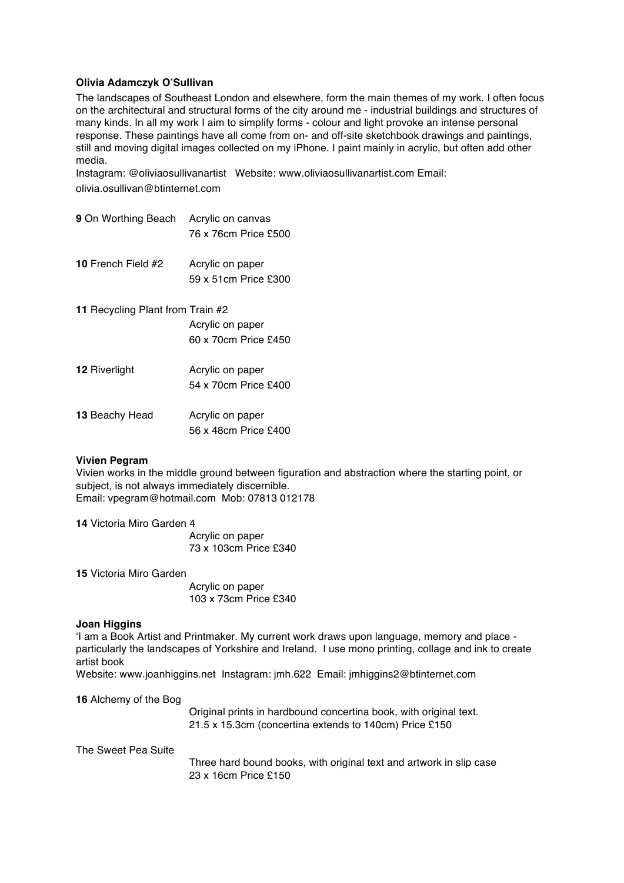**Olivia Adamczyk O'Sullivan**

The landscapes of Southeast London and elsewhere, form the main themes of my work. I often focus on the architectural and structural forms of the city around me - industrial buildings and structures of many kinds. In all my work I aim to simplify forms - colour and light provoke an intense personal response. These paintings have all come from on- and off-site sketchbook drawings and paintings, still and moving digital images collected on my iPhone. I paint mainly in acrylic, but often add other media.

Instagram: @oliviaosullivanartist Website: www.oliviaosullivanartist.com Email: olivia.osullivan@btinternet.com

**9** On Worthing Beach — Acrylic on canvas
76 x 76cm Price £500

**10** French Field #2 — Acrylic on paper
59 x 51cm Price £300

**11** Recycling Plant from Train #2
Acrylic on paper
60 x 70cm Price £450

**12** Riverlight — Acrylic on paper
54 x 70cm Price £400

**13** Beachy Head — Acrylic on paper
56 x 48cm Price £400

**Vivien Pegram**

Vivien works in the middle ground between figuration and abstraction where the starting point, or subject, is not always immediately discernible.

Email: vpegram@hotmail.com Mob: 07813 012178

**14** Victoria Miro Garden 4
Acrylic on paper
73 x 103cm Price £340

**15** Victoria Miro Garden
Acrylic on paper
103 x 73cm Price £340

**Joan Higgins**

'I am a Book Artist and Printmaker. My current work draws upon language, memory and place - particularly the landscapes of Yorkshire and Ireland. I use mono printing, collage and ink to create artist book

Website: www.joanhiggins.net Instagram: jmh.622 Email: jmhiggins2@btinternet.com

**16** Alchemy of the Bog
Original prints in hardbound concertina book, with original text.
21.5 x 15.3cm (concertina extends to 140cm) Price £150

The Sweet Pea Suite
Three hard bound books, with original text and artwork in slip case
23 x 16cm Price £150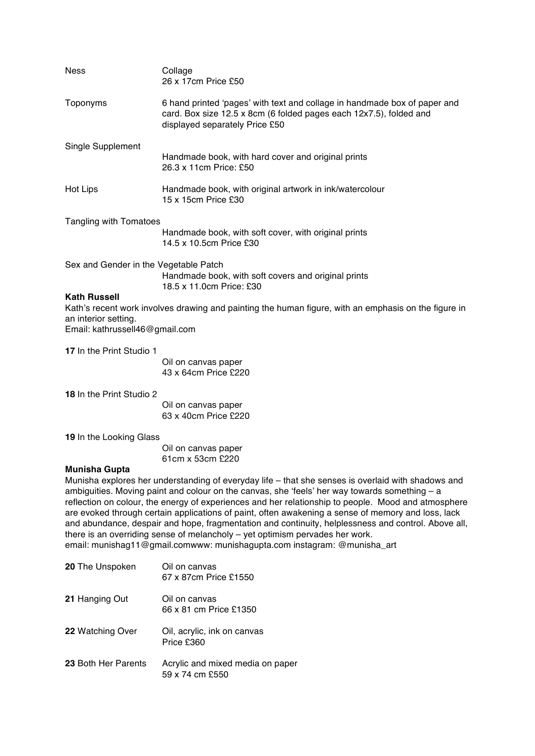Ness
Collage
26 x 17cm Price £50

Toponyms
6 hand printed 'pages' with text and collage in handmade box of paper and card. Box size 12.5 x 8cm (6 folded pages each 12x7.5), folded and displayed separately Price £50

Single Supplement
Handmade book, with hard cover and original prints
26.3 x 11cm Price: £50

Hot Lips
Handmade book, with original artwork in ink/watercolour
15 x 15cm Price £30

Tangling with Tomatoes
Handmade book, with soft cover, with original prints
14.5 x 10.5cm Price £30

Sex and Gender in the Vegetable Patch
Handmade book, with soft covers and original prints
18.5 x 11.0cm Price: £30

**Kath Russell**

Kath's recent work involves drawing and painting the human figure, with an emphasis on the figure in an interior setting.
Email: kathrussell46@gmail.com

**17** In the Print Studio 1
Oil on canvas paper
43 x 64cm Price £220

**18** In the Print Studio 2
Oil on canvas paper
63 x 40cm Price £220

**19** In the Looking Glass
Oil on canvas paper
61cm x 53cm £220

**Munisha Gupta**

Munisha explores her understanding of everyday life – that she senses is overlaid with shadows and ambiguities. Moving paint and colour on the canvas, she 'feels' her way towards something – a reflection on colour, the energy of experiences and her relationship to people. Mood and atmosphere are evoked through certain applications of paint, often awakening a sense of memory and loss, lack and abundance, despair and hope, fragmentation and continuity, helplessness and control. Above all, there is an overriding sense of melancholy – yet optimism pervades her work.
email: munishag11@gmail.comwww: munishagupta.com instagram: @munisha_art

**20** The Unspoken
Oil on canvas
67 x 87cm Price £1550

**21** Hanging Out
Oil on canvas
66 x 81 cm Price £1350

**22** Watching Over
Oil, acrylic, ink on canvas
Price £360

**23** Both Her Parents
Acrylic and mixed media on paper
59 x 74 cm £550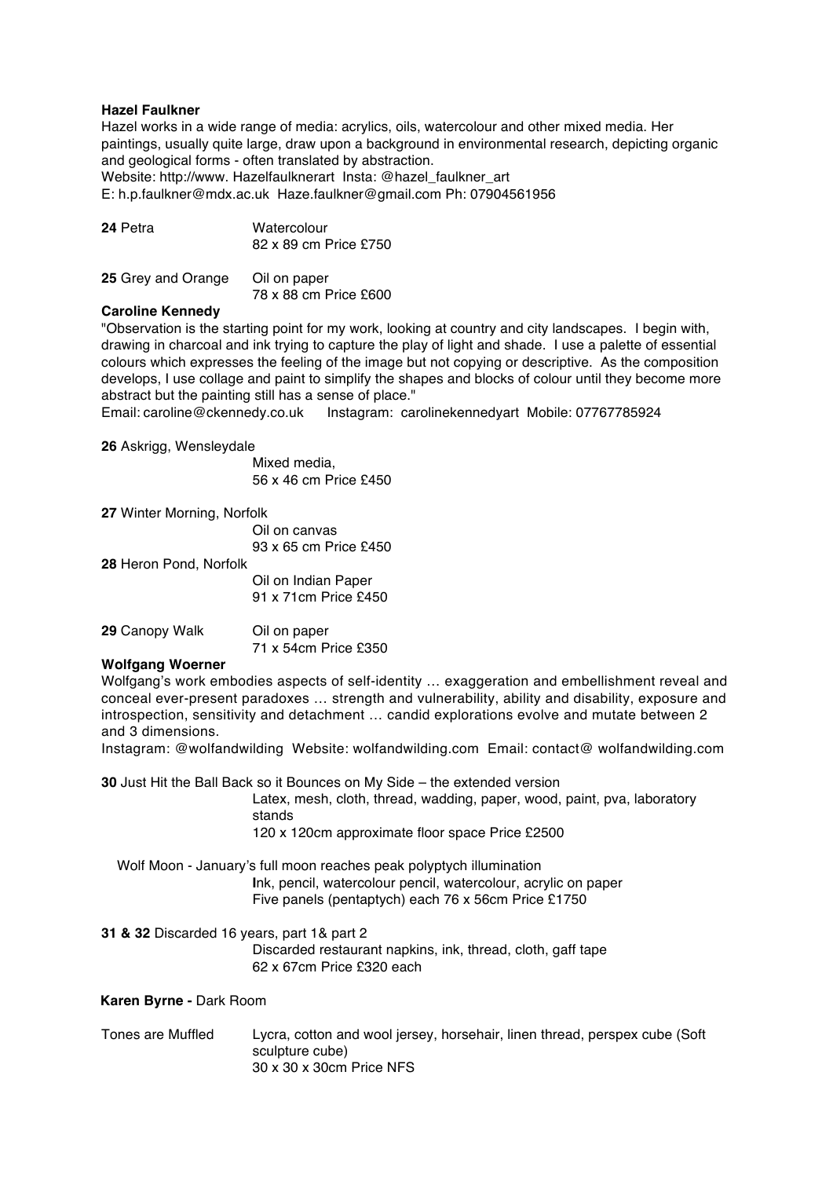**Hazel Faulkner**

Hazel works in a wide range of media: acrylics, oils, watercolour and other mixed media. Her paintings, usually quite large, draw upon a background in environmental research, depicting organic and geological forms - often translated by abstraction.

Website: http://www. Hazelfaulknerart Insta: @hazel_faulkner_art
E: h.p.faulkner@mdx.ac.uk Haze.faulkner@gmail.com Ph: 07904561956

**24** Petra
Watercolour
82 x 89 cm Price £750

**25** Grey and Orange
Oil on paper
78 x 88 cm Price £600

**Caroline Kennedy**

"Observation is the starting point for my work, looking at country and city landscapes. I begin with, drawing in charcoal and ink trying to capture the play of light and shade. I use a palette of essential colours which expresses the feeling of the image but not copying or descriptive. As the composition develops, I use collage and paint to simplify the shapes and blocks of colour until they become more abstract but the painting still has a sense of place."

Email: caroline@ckennedy.co.uk Instagram: carolinekennedyart Mobile: 07767785924

**26** Askrigg, Wensleydale
Mixed media,
56 x 46 cm Price £450

**27** Winter Morning, Norfolk
Oil on canvas
93 x 65 cm Price £450

**28** Heron Pond, Norfolk
Oil on Indian Paper
91 x 71cm Price £450

**29** Canopy Walk
Oil on paper
71 x 54cm Price £350

**Wolfgang Woerner**

Wolfgang's work embodies aspects of self-identity … exaggeration and embellishment reveal and conceal ever-present paradoxes … strength and vulnerability, ability and disability, exposure and introspection, sensitivity and detachment … candid explorations evolve and mutate between 2 and 3 dimensions.

Instagram: @wolfandwilding Website: wolfandwilding.com Email: contact@ wolfandwilding.com

**30** Just Hit the Ball Back so it Bounces on My Side – the extended version
Latex, mesh, cloth, thread, wadding, paper, wood, paint, pva, laboratory stands
120 x 120cm approximate floor space Price £2500

Wolf Moon - January's full moon reaches peak polyptych illumination
Ink, pencil, watercolour pencil, acrylic on paper
Five panels (pentaptych) each 76 x 56cm Price £1750

**31 & 32** Discarded 16 years, part 1& part 2
Discarded restaurant napkins, ink, thread, cloth, gaff tape
62 x 67cm Price £320 each

**Karen Byrne -** Dark Room

Tones are Muffled
Lycra, cotton and wool jersey, horsehair, linen thread, perspex cube (Soft sculpture cube)
30 x 30 x 30cm Price NFS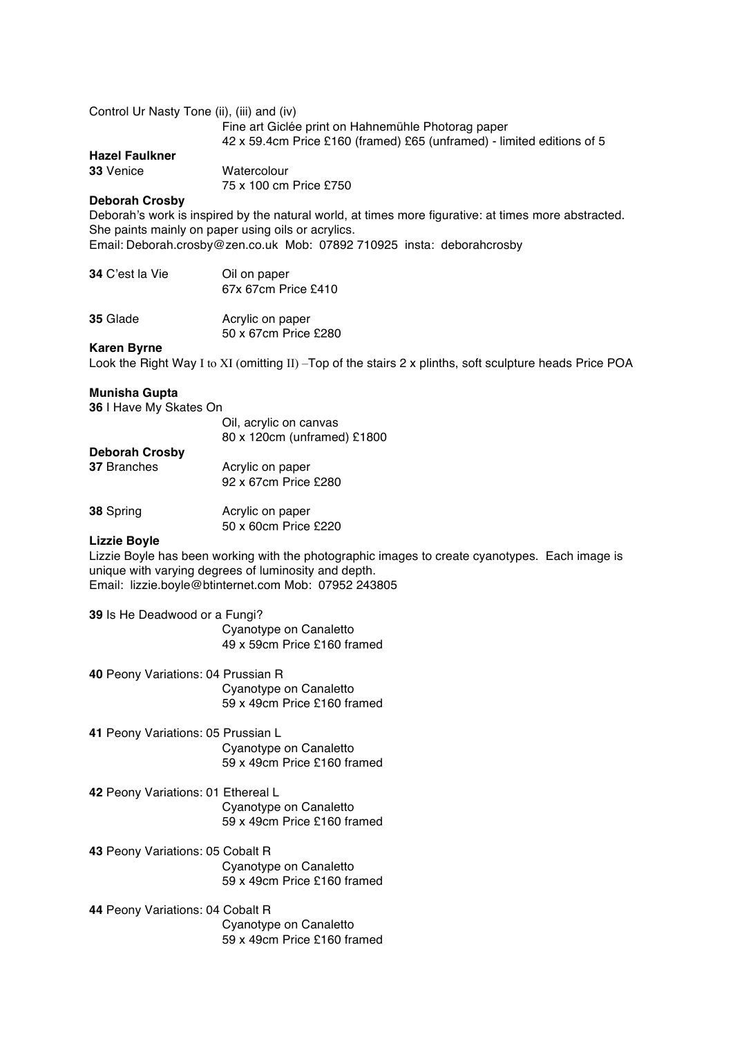Control Ur Nasty Tone (ii), (iii) and (iv)
Fine art Giclée print on Hahnemühle Photorag paper
42 x 59.4cm Price £160 (framed) £65 (unframed) - limited editions of 5

**Hazel Faulkner**

**33** Venice
Watercolour
75 x 100 cm Price £750

**Deborah Crosby**

Deborah's work is inspired by the natural world, at times more figurative: at times more abstracted. She paints mainly on paper using oils or acrylics.
Email: Deborah.crosby@zen.co.uk Mob: 07892 710925 insta: deborahcrosby

**34** C'est la Vie
Oil on paper
67x 67cm Price £410

**35** Glade
Acrylic on paper
50 x 67cm Price £280

**Karen Byrne**

Look the Right Way I to XI (omitting II) –Top of the stairs 2 x plinths, soft sculpture heads Price POA

**Munisha Gupta**

**36** I Have My Skates On
Oil, acrylic on canvas
80 x 120cm (unframed) £1800

**Deborah Crosby**

**37** Branches
Acrylic on paper
92 x 67cm Price £280

**38** Spring
Acrylic on paper
50 x 60cm Price £220

**Lizzie Boyle**

Lizzie Boyle has been working with the photographic images to create cyanotypes. Each image is unique with varying degrees of luminosity and depth.
Email: lizzie.boyle@btinternet.com Mob: 07952 243805

**39** Is He Deadwood or a Fungi?
Cyanotype on Canaletto
49 x 59cm Price £160 framed

**40** Peony Variations: 04 Prussian R
Cyanotype on Canaletto
59 x 49cm Price £160 framed

**41** Peony Variations: 05 Prussian L
Cyanotype on Canaletto
59 x 49cm Price £160 framed

**42** Peony Variations: 01 Ethereal L
Cyanotype on Canaletto
59 x 49cm Price £160 framed

**43** Peony Variations: 05 Cobalt R
Cyanotype on Canaletto
59 x 49cm Price £160 framed

**44** Peony Variations: 04 Cobalt R
Cyanotype on Canaletto
59 x 49cm Price £160 framed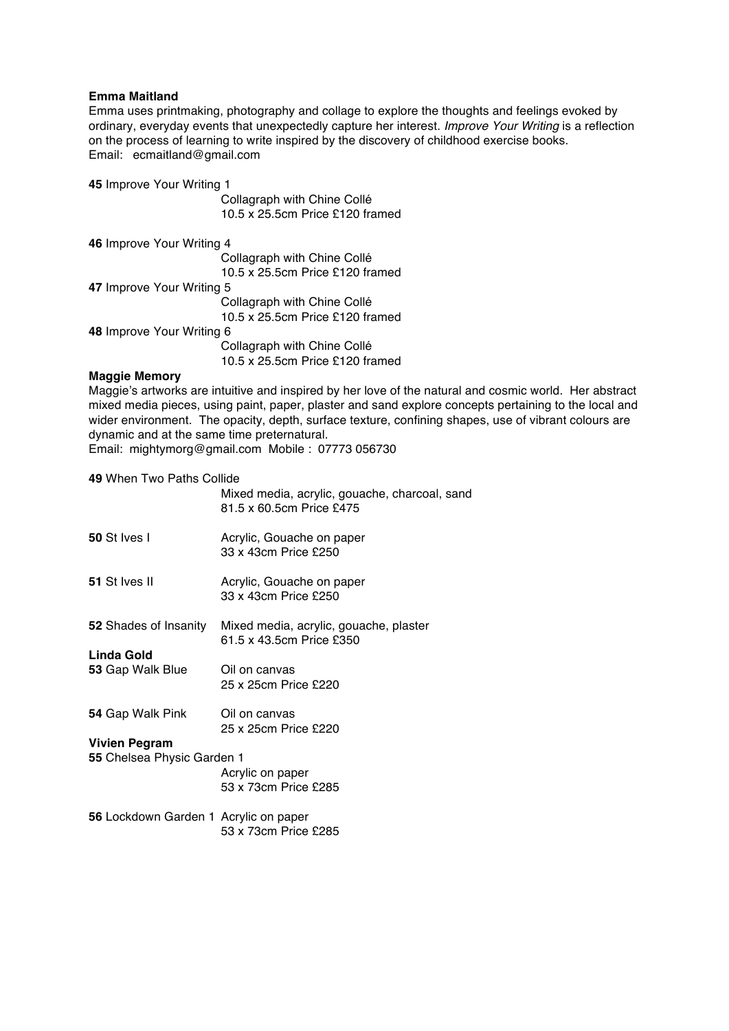**Emma Maitland**

Emma uses printmaking, photography and collage to explore the thoughts and feelings evoked by ordinary, everyday events that unexpectedly capture her interest. *Improve Your Writing* is a reflection on the process of learning to write inspired by the discovery of childhood exercise books.
Email: ecmaitland@gmail.com

**45** Improve Your Writing 1
Collagraph with Chine Collé
10.5 x 25.5cm Price £120 framed

**46** Improve Your Writing 4
Collagraph with Chine Collé
10.5 x 25.5cm Price £120 framed

**47** Improve Your Writing 5
Collagraph with Chine Collé
10.5 x 25.5cm Price £120 framed

**48** Improve Your Writing 6
Collagraph with Chine Collé
10.5 x 25.5cm Price £120 framed

**Maggie Memory**

Maggie's artworks are intuitive and inspired by her love of the natural and cosmic world. Her abstract mixed media pieces, using paint, paper, plaster and sand explore concepts pertaining to the local and wider environment. The opacity, depth, surface texture, confining shapes, use of vibrant colours are dynamic and at the same time preternatural.
Email: mightymorg@gmail.com Mobile : 07773 056730

**49** When Two Paths Collide
Mixed media, acrylic, gouache, charcoal, sand
81.5 x 60.5cm Price £475

**50** St Ives I
Acrylic, Gouache on paper
33 x 43cm Price £250

**51** St Ives II
Acrylic, Gouache on paper
33 x 43cm Price £250

**52** Shades of Insanity
Mixed media, acrylic, gouache, plaster
61.5 x 43.5cm Price £350

**Linda Gold**

**53** Gap Walk Blue
Oil on canvas
25 x 25cm Price £220

**54** Gap Walk Pink
Oil on canvas
25 x 25cm Price £220

**Vivien Pegram**

**55** Chelsea Physic Garden 1
Acrylic on paper
53 x 73cm Price £285

**56** Lockdown Garden 1
Acrylic on paper
53 x 73cm Price £285